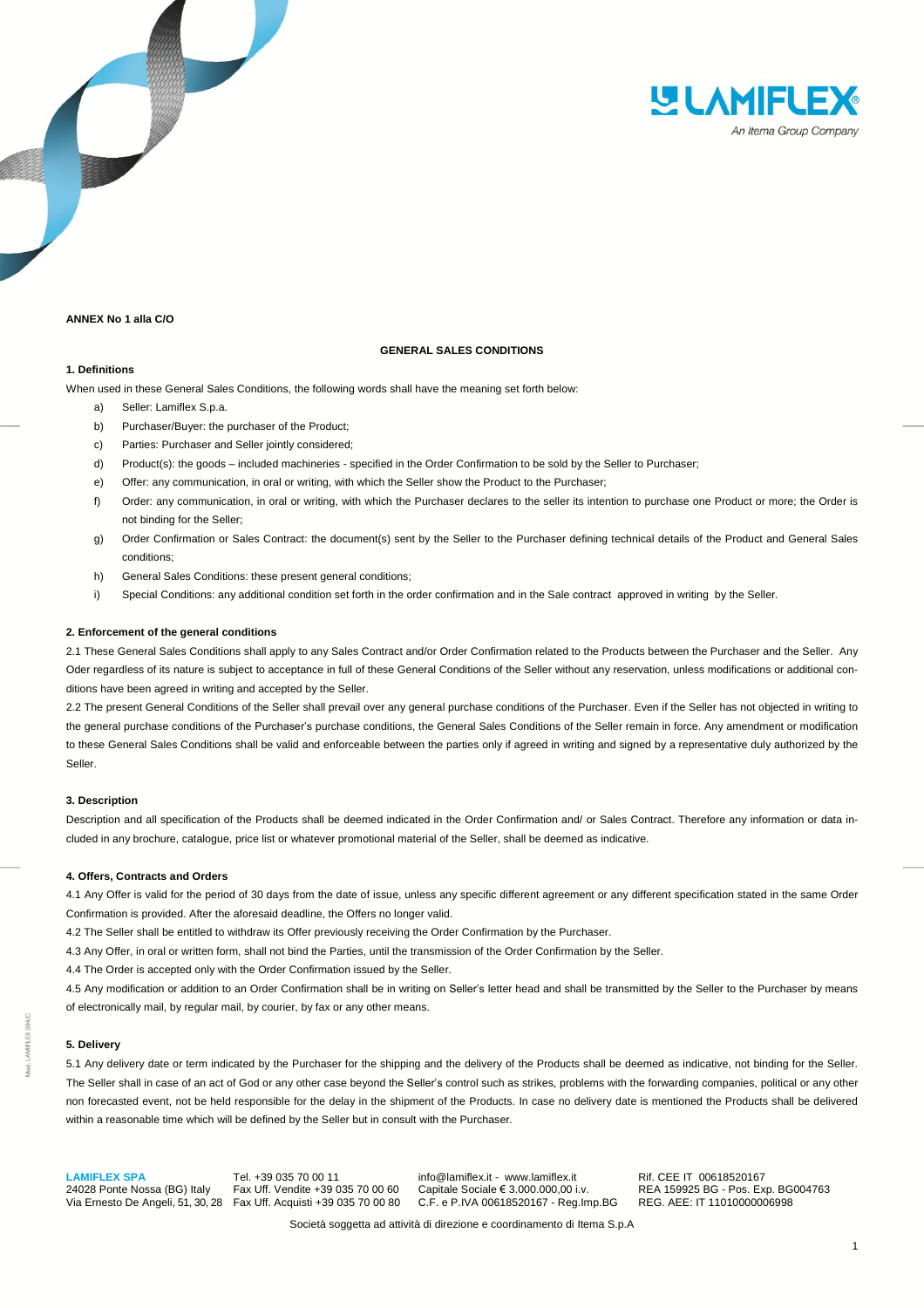**ANNEX No 1 alla C/O**

# GENERAL SALES CONDITIONS

## 1. Definitions

When used in these General Sales Conditions, the following words shall have the meaning set forth below:

a) Seller: Lamiflex S.p.a.

b) Purchaser/Buyer: the purchaser of the Product;

c) Parties: Purchaser and Seller jointly considered;

d) Product(s): the goods – included machineries - specified in the Order Confirmation to be sold by the Seller to Purchaser;

e) Offer: any communication, in oral or writing, with which the Seller show the Product to the Purchaser;

f) Order: any communication, in oral or writing, with which the Purchaser declares to the seller its intention to purchase one Product or more; the Order is not binding for the Seller;

g) Order Confirmation or Sales Contract: the document(s) sent by the Seller to the Purchaser defining technical details of the Product and General Sales conditions;

h) General Sales Conditions: these present general conditions;

i) Special Conditions: any additional condition set forth in the order confirmation and in the Sale contract approved in writing by the Seller.

## 2. Enforcement of the general conditions

2.1 These General Sales Conditions shall apply to any Sales Contract and/or Order Confirmation related to the Products between the Purchaser and the Seller. Any Oder regardless of its nature is subject to acceptance in full of these General Conditions of the Seller without any reservation, unless modifications or additional conditions have been agreed in writing and accepted by the Seller.

2.2 The present General Conditions of the Seller shall prevail over any general purchase conditions of the Purchaser. Even if the Seller has not objected in writing to the general purchase conditions of the Purchaser's purchase conditions, the General Sales Conditions of the Seller remain in force. Any amendment or modification to these General Sales Conditions shall be valid and enforceable between the parties only if agreed in writing and signed by a representative duly authorized by the Seller.

## 3. Description

Description and all specification of the Products shall be deemed indicated in the Order Confirmation and/ or Sales Contract. Therefore any information or data included in any brochure, catalogue, price list or whatever promotional material of the Seller, shall be deemed as indicative.

## 4. Offers, Contracts and Orders

4.1 Any Offer is valid for the period of 30 days from the date of issue, unless any specific different agreement or any different specification stated in the same Order Confirmation is provided. After the aforesaid deadline, the Offers no longer valid.

4.2 The Seller shall be entitled to withdraw its Offer previously receiving the Order Confirmation by the Purchaser.

4.3 Any Offer, in oral or written form, shall not bind the Parties, until the transmission of the Order Confirmation by the Seller.

4.4 The Order is accepted only with the Order Confirmation issued by the Seller.

4.5 Any modification or addition to an Order Confirmation shall be in writing on Seller's letter head and shall be transmitted by the Seller to the Purchaser by means of electronically mail, by regular mail, by courier, by fax or any other means.

## 5. Delivery

5.1 Any delivery date or term indicated by the Purchaser for the shipping and the delivery of the Products shall be deemed as indicative, not binding for the Seller. The Seller shall in case of an act of God or any other case beyond the Seller's control such as strikes, problems with the forwarding companies, political or any other non forecasted event, not be held responsible for the delay in the shipment of the Products. In case no delivery date is mentioned the Products shall be delivered within a reasonable time which will be defined by the Seller but in consult with the Purchaser.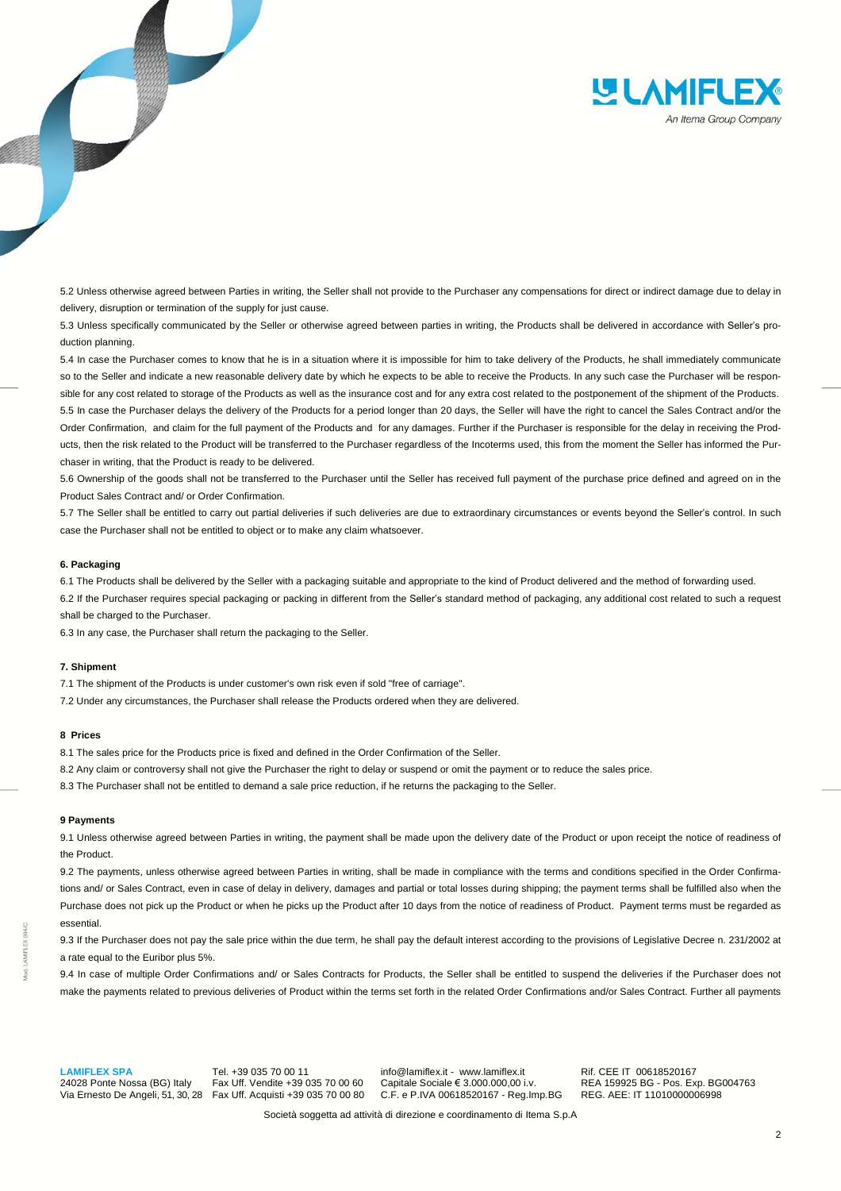5.2 Unless otherwise agreed between Parties in writing, the Seller shall not provide to the Purchaser any compensations for direct or indirect damage due to delay in delivery, disruption or termination of the supply for just cause.

5.3 Unless specifically communicated by the Seller or otherwise agreed between parties in writing, the Products shall be delivered in accordance with Seller's production planning.

5.4 In case the Purchaser comes to know that he is in a situation where it is impossible for him to take delivery of the Products, he shall immediately communicate so to the Seller and indicate a new reasonable delivery date by which he expects to be able to receive the Products. In any such case the Purchaser will be responsible for any cost related to storage of the Products as well as the insurance cost and for any extra cost related to the postponement of the shipment of the Products.

5.5 In case the Purchaser delays the delivery of the Products for a period longer than 20 days, the Seller will have the right to cancel the Sales Contract and/or the Order Confirmation, and claim for the full payment of the Products and for any damages. Further if the Purchaser is responsible for the delay in receiving the Products, then the risk related to the Product will be transferred to the Purchaser regardless of the Incoterms used, this from the moment the Seller has informed the Purchaser in writing, that the Product is ready to be delivered.

5.6 Ownership of the goods shall not be transferred to the Purchaser until the Seller has received full payment of the purchase price defined and agreed on in the Product Sales Contract and/ or Order Confirmation.

5.7 The Seller shall be entitled to carry out partial deliveries if such deliveries are due to extraordinary circumstances or events beyond the Seller's control. In such case the Purchaser shall not be entitled to object or to make any claim whatsoever.

**6. Packaging**

6.1 The Products shall be delivered by the Seller with a packaging suitable and appropriate to the kind of Product delivered and the method of forwarding used.

6.2 If the Purchaser requires special packaging or packing in different from the Seller's standard method of packaging, any additional cost related to such a request shall be charged to the Purchaser.

6.3 In any case, the Purchaser shall return the packaging to the Seller.

**7. Shipment**

7.1 The shipment of the Products is under customer's own risk even if sold "free of carriage".

7.2 Under any circumstances, the Purchaser shall release the Products ordered when they are delivered.

**8 Prices**

8.1 The sales price for the Products price is fixed and defined in the Order Confirmation of the Seller.

8.2 Any claim or controversy shall not give the Purchaser the right to delay or suspend or omit the payment or to reduce the sales price.

8.3 The Purchaser shall not be entitled to demand a sale price reduction, if he returns the packaging to the Seller.

**9 Payments**

9.1 Unless otherwise agreed between Parties in writing, the payment shall be made upon the delivery date of the Product or upon receipt the notice of readiness of the Product.

9.2 The payments, unless otherwise agreed between Parties in writing, shall be made in compliance with the terms and conditions specified in the Order Confirmations and/ or Sales Contract, even in case of delay in delivery, damages and partial or total losses during shipping; the payment terms shall be fulfilled also when the Purchase does not pick up the Product or when he picks up the Product after 10 days from the notice of readiness of Product. Payment terms must be regarded as essential.

9.3 If the Purchaser does not pay the sale price within the due term, he shall pay the default interest according to the provisions of Legislative Decree n. 231/2002 at a rate equal to the Euribor plus 5%.

9.4 In case of multiple Order Confirmations and/ or Sales Contracts for Products, the Seller shall be entitled to suspend the deliveries if the Purchaser does not make the payments related to previous deliveries of Product within the terms set forth in the related Order Confirmations and/or Sales Contract. Further all payments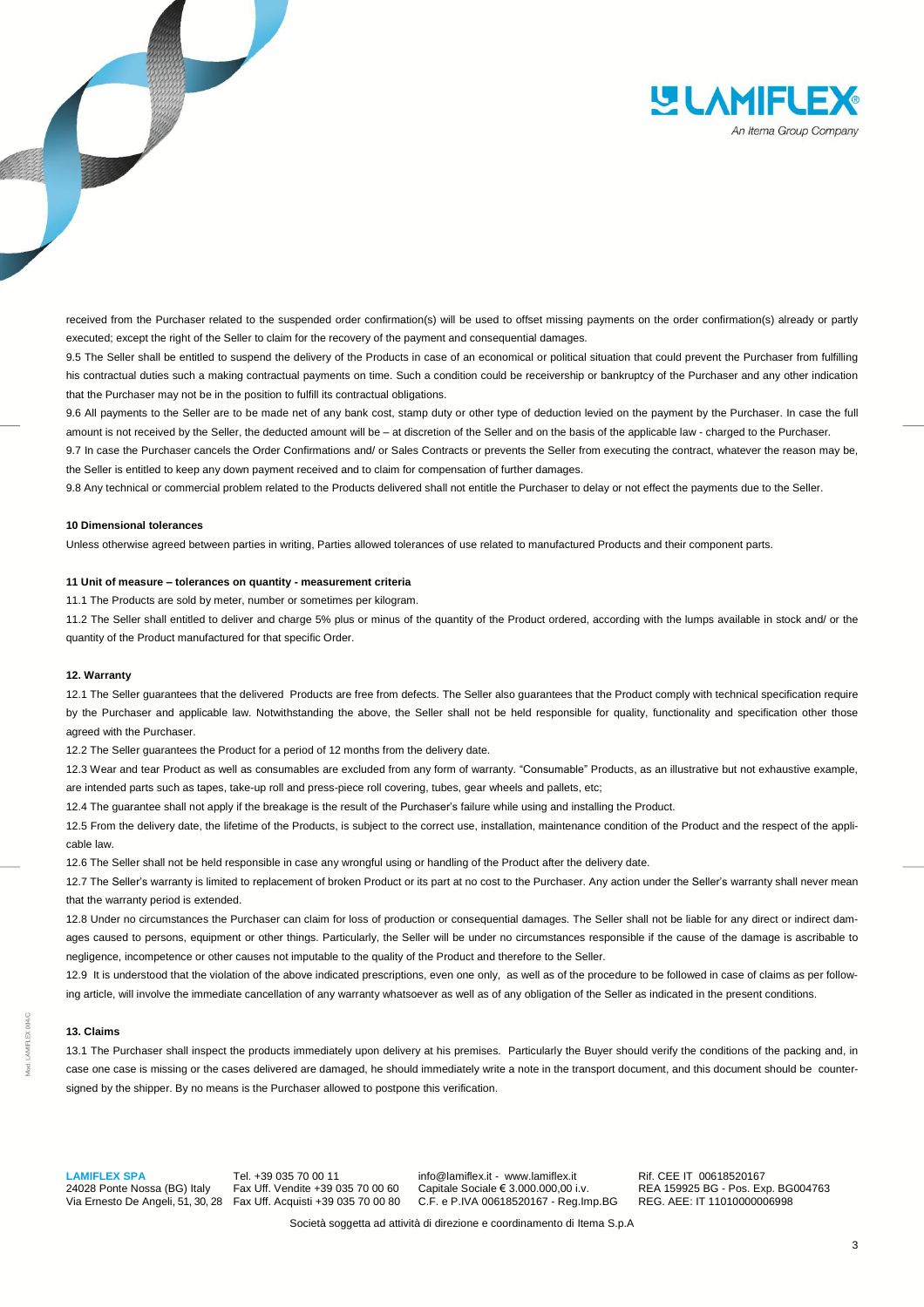received from the Purchaser related to the suspended order confirmation(s) will be used to offset missing payments on the order confirmation(s) already or partly executed; except the right of the Seller to claim for the recovery of the payment and consequential damages.

9.5 The Seller shall be entitled to suspend the delivery of the Products in case of an economical or political situation that could prevent the Purchaser from fulfilling his contractual duties such a making contractual payments on time. Such a condition could be receivership or bankruptcy of the Purchaser and any other indication that the Purchaser may not be in the position to fulfill its contractual obligations.

9.6 All payments to the Seller are to be made net of any bank cost, stamp duty or other type of deduction levied on the payment by the Purchaser. In case the full amount is not received by the Seller, the deducted amount will be – at discretion of the Seller and on the basis of the applicable law - charged to the Purchaser.

9.7 In case the Purchaser cancels the Order Confirmations and/ or Sales Contracts or prevents the Seller from executing the contract, whatever the reason may be, the Seller is entitled to keep any down payment received and to claim for compensation of further damages.

9.8 Any technical or commercial problem related to the Products delivered shall not entitle the Purchaser to delay or not effect the payments due to the Seller.

**10 Dimensional tolerances**

Unless otherwise agreed between parties in writing, Parties allowed tolerances of use related to manufactured Products and their component parts.

**11 Unit of measure – tolerances on quantity - measurement criteria**

11.1 The Products are sold by meter, number or sometimes per kilogram.

11.2 The Seller shall entitled to deliver and charge 5% plus or minus of the quantity of the Product ordered, according with the lumps available in stock and/ or the quantity of the Product manufactured for that specific Order.

**12. Warranty**

12.1 The Seller guarantees that the delivered Products are free from defects. The Seller also guarantees that the Product comply with technical specification require by the Purchaser and applicable law. Notwithstanding the above, the Seller shall not be held responsible for quality, functionality and specification other those agreed with the Purchaser.

12.2 The Seller guarantees the Product for a period of 12 months from the delivery date.

12.3 Wear and tear Product as well as consumables are excluded from any form of warranty. "Consumable" Products, as an illustrative but not exhaustive example, are intended parts such as tapes, take-up roll and press-piece roll covering, tubes, gear wheels and pallets, etc;

12.4 The guarantee shall not apply if the breakage is the result of the Purchaser's failure while using and installing the Product.

12.5 From the delivery date, the lifetime of the Products, is subject to the correct use, installation, maintenance condition of the Product and the respect of the applicable law.

12.6 The Seller shall not be held responsible in case any wrongful using or handling of the Product after the delivery date.

12.7 The Seller's warranty is limited to replacement of broken Product or its part at no cost to the Purchaser. Any action under the Seller's warranty shall never mean that the warranty period is extended.

12.8 Under no circumstances the Purchaser can claim for loss of production or consequential damages. The Seller shall not be liable for any direct or indirect damages caused to persons, equipment or other things. Particularly, the Seller will be under no circumstances responsible if the cause of the damage is ascribable to negligence, incompetence or other causes not imputable to the quality of the Product and therefore to the Seller.

12.9 It is understood that the violation of the above indicated prescriptions, even one only, as well as of the procedure to be followed in case of claims as per following article, will involve the immediate cancellation of any warranty whatsoever as well as of any obligation of the Seller as indicated in the present conditions.

**13. Claims**

13.1 The Purchaser shall inspect the products immediately upon delivery at his premises. Particularly the Buyer should verify the conditions of the packing and, in case one case is missing or the cases delivered are damaged, he should immediately write a note in the transport document, and this document should be countersigned by the shipper. By no means is the Purchaser allowed to postpone this verification.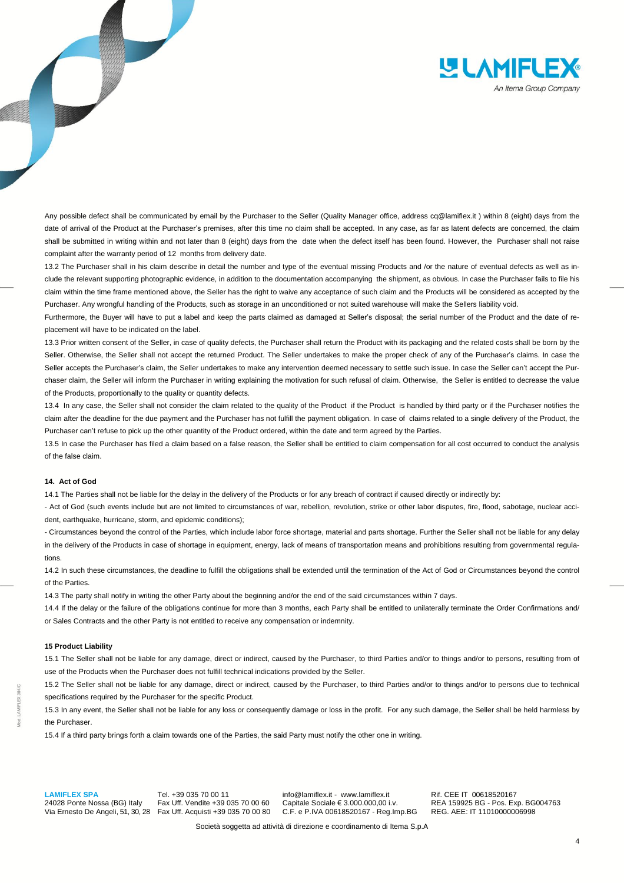Any possible defect shall be communicated by email by the Purchaser to the Seller (Quality Manager office, address cq@lamiflex.it ) within 8 (eight) days from the date of arrival of the Product at the Purchaser's premises, after this time no claim shall be accepted. In any case, as far as latent defects are concerned, the claim shall be submitted in writing within and not later than 8 (eight) days from the date when the defect itself has been found. However, the Purchaser shall not raise complaint after the warranty period of 12 months from delivery date.

13.2 The Purchaser shall in his claim describe in detail the number and type of the eventual missing Products and /or the nature of eventual defects as well as include the relevant supporting photographic evidence, in addition to the documentation accompanying the shipment, as obvious. In case the Purchaser fails to file his claim within the time frame mentioned above, the Seller has the right to waive any acceptance of such claim and the Products will be considered as accepted by the Purchaser. Any wrongful handling of the Products, such as storage in an unconditioned or not suited warehouse will make the Sellers liability void.

Furthermore, the Buyer will have to put a label and keep the parts claimed as damaged at Seller's disposal; the serial number of the Product and the date of replacement will have to be indicated on the label.

13.3 Prior written consent of the Seller, in case of quality defects, the Purchaser shall return the Product with its packaging and the related costs shall be born by the Seller. Otherwise, the Seller shall not accept the returned Product. The Seller undertakes to make the proper check of any of the Purchaser's claims. In case the Seller accepts the Purchaser's claim, the Seller undertakes to make any intervention deemed necessary to settle such issue. In case the Seller can't accept the Purchaser claim, the Seller will inform the Purchaser in writing explaining the motivation for such refusal of claim. Otherwise, the Seller is entitled to decrease the value of the Products, proportionally to the quality or quantity defects.

13.4 In any case, the Seller shall not consider the claim related to the quality of the Product if the Product is handled by third party or if the Purchaser notifies the claim after the deadline for the due payment and the Purchaser has not fulfill the payment obligation. In case of claims related to a single delivery of the Product, the Purchaser can't refuse to pick up the other quantity of the Product ordered, within the date and term agreed by the Parties.

13.5 In case the Purchaser has filed a claim based on a false reason, the Seller shall be entitled to claim compensation for all cost occurred to conduct the analysis of the false claim.

#### 14. Act of God

14.1 The Parties shall not be liable for the delay in the delivery of the Products or for any breach of contract if caused directly or indirectly by:

- Act of God (such events include but are not limited to circumstances of war, rebellion, revolution, strike or other labor disputes, fire, flood, sabotage, nuclear accident, earthquake, hurricane, storm, and epidemic conditions);
- Circumstances beyond the control of the Parties, which include labor force shortage, material and parts shortage. Further the Seller shall not be liable for any delay in the delivery of the Products in case of shortage in equipment, energy, lack of means of transportation means and prohibitions resulting from governmental regulations.

14.2 In such these circumstances, the deadline to fulfill the obligations shall be extended until the termination of the Act of God or Circumstances beyond the control of the Parties.

14.3 The party shall notify in writing the other Party about the beginning and/or the end of the said circumstances within 7 days.

14.4 If the delay or the failure of the obligations continue for more than 3 months, each Party shall be entitled to unilaterally terminate the Order Confirmations and/ or Sales Contracts and the other Party is not entitled to receive any compensation or indemnity.

#### 15 Product Liability

15.1 The Seller shall not be liable for any damage, direct or indirect, caused by the Purchaser, to third Parties and/or to things and/or to persons, resulting from of use of the Products when the Purchaser does not fulfill technical indications provided by the Seller.

15.2 The Seller shall not be liable for any damage, direct or indirect, caused by the Purchaser, to third Parties and/or to things and/or to persons due to technical specifications required by the Purchaser for the specific Product.

15.3 In any event, the Seller shall not be liable for any loss or consequently damage or loss in the profit. For any such damage, the Seller shall be held harmless by the Purchaser.

15.4 If a third party brings forth a claim towards one of the Parties, the said Party must notify the other one in writing.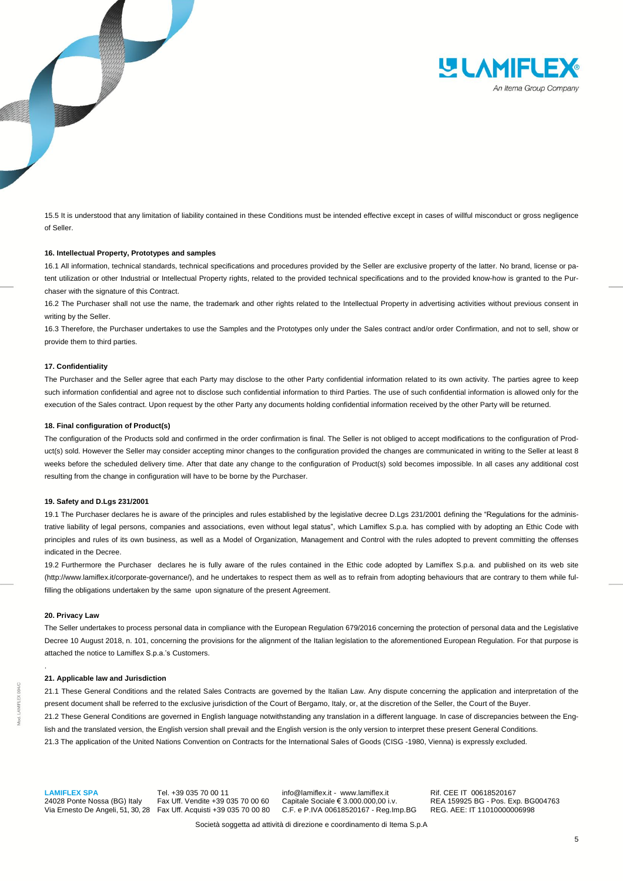15.5 It is understood that any limitation of liability contained in these Conditions must be intended effective except in cases of willful misconduct or gross negligence of Seller.

**16. Intellectual Property, Prototypes and samples**

16.1 All information, technical standards, technical specifications and procedures provided by the Seller are exclusive property of the latter. No brand, license or patent utilization or other Industrial or Intellectual Property rights, related to the provided technical specifications and to the provided know-how is granted to the Purchaser with the signature of this Contract.

16.2 The Purchaser shall not use the name, the trademark and other rights related to the Intellectual Property in advertising activities without previous consent in writing by the Seller.

16.3 Therefore, the Purchaser undertakes to use the Samples and the Prototypes only under the Sales contract and/or order Confirmation, and not to sell, show or provide them to third parties.

**17. Confidentiality**

The Purchaser and the Seller agree that each Party may disclose to the other Party confidential information related to its own activity. The parties agree to keep such information confidential and agree not to disclose such confidential information to third Parties. The use of such confidential information is allowed only for the execution of the Sales contract. Upon request by the other Party any documents holding confidential information received by the other Party will be returned.

**18. Final configuration of Product(s)**

The configuration of the Products sold and confirmed in the order confirmation is final. The Seller is not obliged to accept modifications to the configuration of Product(s) sold. However the Seller may consider accepting minor changes to the configuration provided the changes are communicated in writing to the Seller at least 8 weeks before the scheduled delivery time. After that date any change to the configuration of Product(s) sold becomes impossible. In all cases any additional cost resulting from the change in configuration will have to be borne by the Purchaser.

**19. Safety and D.Lgs 231/2001**

19.1 The Purchaser declares he is aware of the principles and rules established by the legislative decree D.Lgs 231/2001 defining the "Regulations for the administrative liability of legal persons, companies and associations, even without legal status", which Lamiflex S.p.a. has complied with by adopting an Ethic Code with principles and rules of its own business, as well as a Model of Organization, Management and Control with the rules adopted to prevent committing the offenses indicated in the Decree.

19.2 Furthermore the Purchaser declares he is fully aware of the rules contained in the Ethic code adopted by Lamiflex S.p.a. and published on its web site (http://www.lamiflex.it/corporate-governance/), and he undertakes to respect them as well as to refrain from adopting behaviours that are contrary to them while fulfilling the obligations undertaken by the same upon signature of the present Agreement.

**20. Privacy Law**

The Seller undertakes to process personal data in compliance with the European Regulation 679/2016 concerning the protection of personal data and the Legislative Decree 10 August 2018, n. 101, concerning the provisions for the alignment of the Italian legislation to the aforementioned European Regulation. For that purpose is attached the notice to Lamiflex S.p.a.'s Customers.

**21. Applicable law and Jurisdiction**

21.1 These General Conditions and the related Sales Contracts are governed by the Italian Law. Any dispute concerning the application and interpretation of the present document shall be referred to the exclusive jurisdiction of the Court of Bergamo, Italy, or, at the discretion of the Seller, the Court of the Buyer.

21.2 These General Conditions are governed in English language notwithstanding any translation in a different language. In case of discrepancies between the English and the translated version, the English version shall prevail and the English version is the only version to interpret these present General Conditions.

21.3 The application of the United Nations Convention on Contracts for the International Sales of Goods (CISG -1980, Vienna) is expressly excluded.